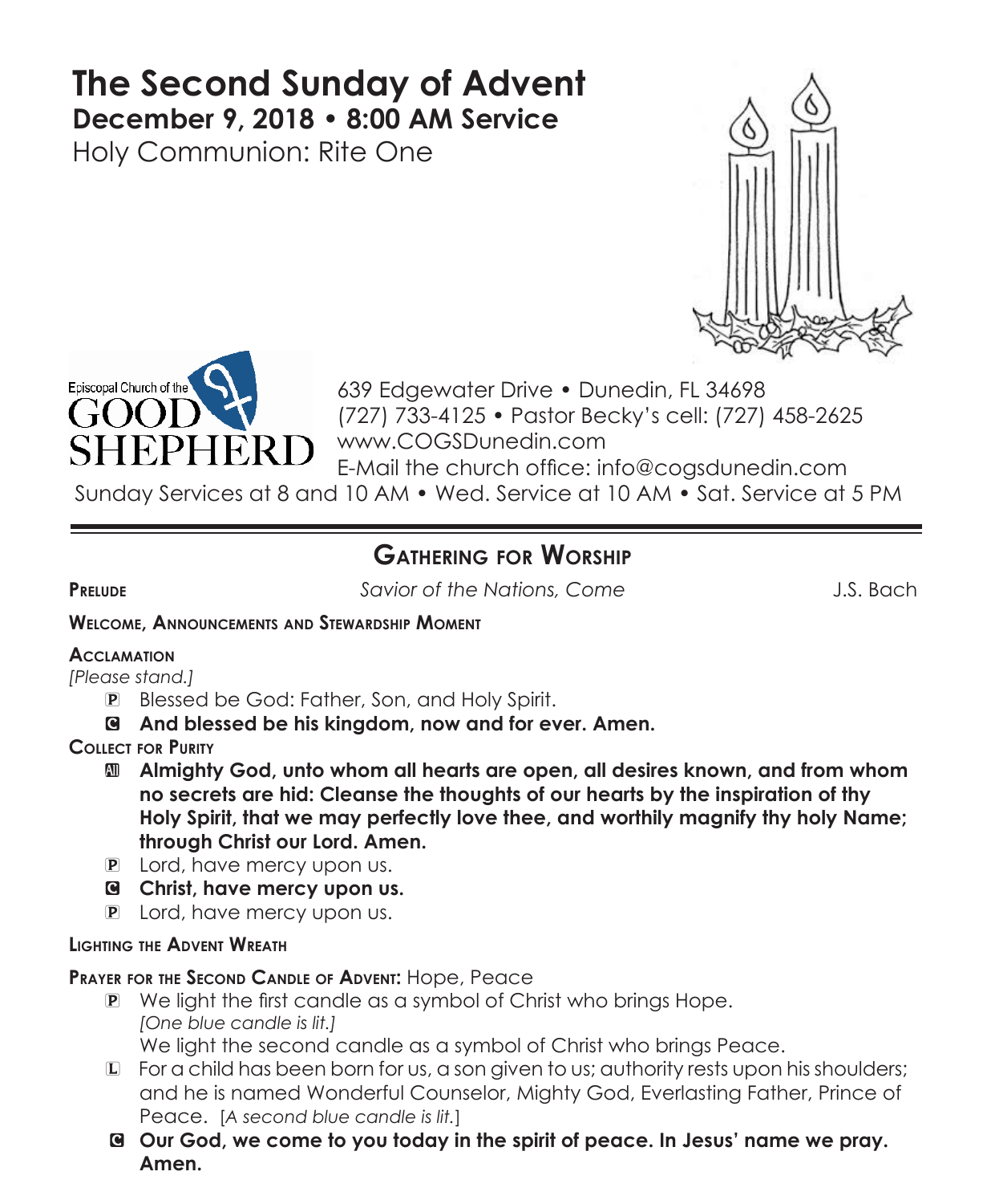# The Second Sunday of Advent

**December 9, 2018 • 8:00 AM Service**

Holy Communion: Rite One

Episcopal Church of the GOOD SHEPHERD

639 Edgewater Drive • Dunedin, FL 34698
(727) 733-4125 • Pastor Becky's cell: (727) 458-2625
www.COGSDunedin.com
E-Mail the church office: info@cogsdunedin.com
Sunday Services at 8 and 10 AM • Wed. Service at 10 AM • Sat. Service at 5 PM

---

## Gathering for Worship

**Prelude** *Savior of the Nations, Come* J.S. Bach

**Welcome, Announcements and Stewardship Moment**

**Acclamation**

*[Please stand.]*

P Blessed be God: Father, Son, and Holy Spirit.

C **And blessed be his kingdom, now and for ever. Amen.**

**Collect for Purity**

All **Almighty God, unto whom all hearts are open, all desires known, and from whom no secrets are hid: Cleanse the thoughts of our hearts by the inspiration of thy Holy Spirit, that we may perfectly love thee, and worthily magnify thy holy Name; through Christ our Lord. Amen.**

P Lord, have mercy upon us.

C **Christ, have mercy upon us.**

P Lord, have mercy upon us.

**Lighting the Advent Wreath**

**Prayer for the Second Candle of Advent:** Hope, Peace

P We light the first candle as a symbol of Christ who brings Hope.
*[One blue candle is lit.]*
We light the second candle as a symbol of Christ who brings Peace.

L For a child has been born for us, a son given to us; authority rests upon his shoulders; and he is named Wonderful Counselor, Mighty God, Everlasting Father, Prince of Peace. [*A second blue candle is lit.*]

C **Our God, we come to you today in the spirit of peace. In Jesus' name we pray. Amen.**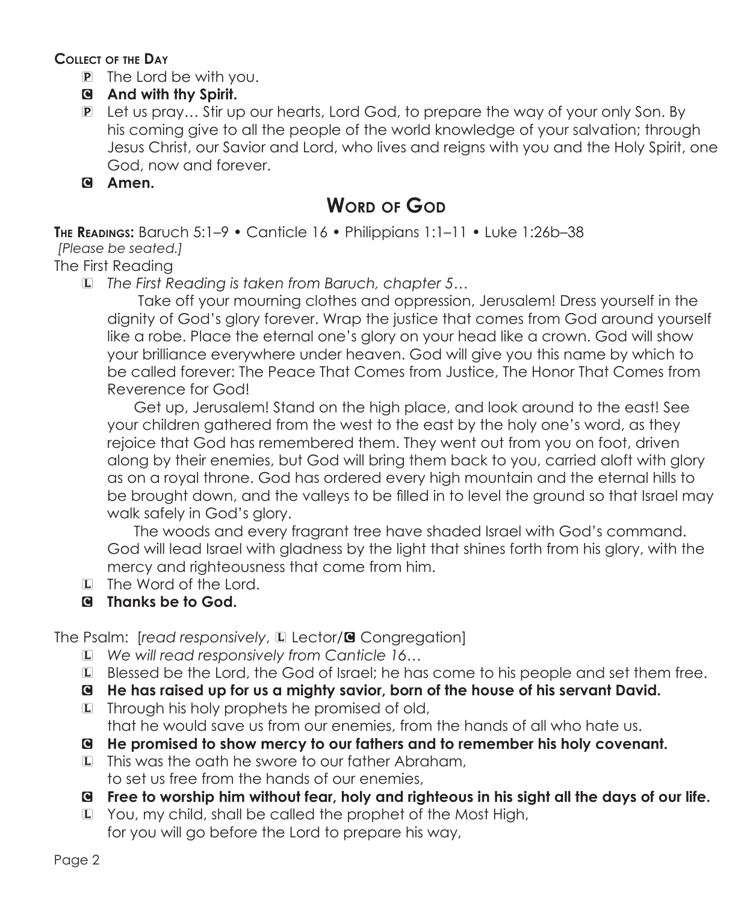**Collect of the Day**

P The Lord be with you.

**C And with thy Spirit.**

P Let us pray… Stir up our hearts, Lord God, to prepare the way of your only Son. By his coming give to all the people of the world knowledge of your salvation; through Jesus Christ, our Savior and Lord, who lives and reigns with you and the Holy Spirit, one God, now and forever.

**C Amen.**

## Word of God

**The Readings:** Baruch 5:1–9 • Canticle 16 • Philippians 1:1–11 • Luke 1:26b–38
*[Please be seated.]*

The First Reading

L *The First Reading is taken from Baruch, chapter 5…*

Take off your mourning clothes and oppression, Jerusalem! Dress yourself in the dignity of God's glory forever. Wrap the justice that comes from God around yourself like a robe. Place the eternal one's glory on your head like a crown. God will show your brilliance everywhere under heaven. God will give you this name by which to be called forever: The Peace That Comes from Justice, The Honor That Comes from Reverence for God!

Get up, Jerusalem! Stand on the high place, and look around to the east! See your children gathered from the west to the east by the holy one's word, as they rejoice that God has remembered them. They went out from you on foot, driven along by their enemies, but God will bring them back to you, carried aloft with glory as on a royal throne. God has ordered every high mountain and the eternal hills to be brought down, and the valleys to be filled in to level the ground so that Israel may walk safely in God's glory.

The woods and every fragrant tree have shaded Israel with God's command. God will lead Israel with gladness by the light that shines forth from his glory, with the mercy and righteousness that come from him.

L The Word of the Lord.

**C Thanks be to God.**

The Psalm: [*read responsively*, L Lector/C Congregation]

L *We will read responsively from Canticle 16…*

L Blessed be the Lord, the God of Israel; he has come to his people and set them free.

**C He has raised up for us a mighty savior, born of the house of his servant David.**

L Through his holy prophets he promised of old,
that he would save us from our enemies, from the hands of all who hate us.

**C He promised to show mercy to our fathers and to remember his holy covenant.**

L This was the oath he swore to our father Abraham,
to set us free from the hands of our enemies,

**C Free to worship him without fear, holy and righteous in his sight all the days of our life.**

L You, my child, shall be called the prophet of the Most High,
for you will go before the Lord to prepare his way,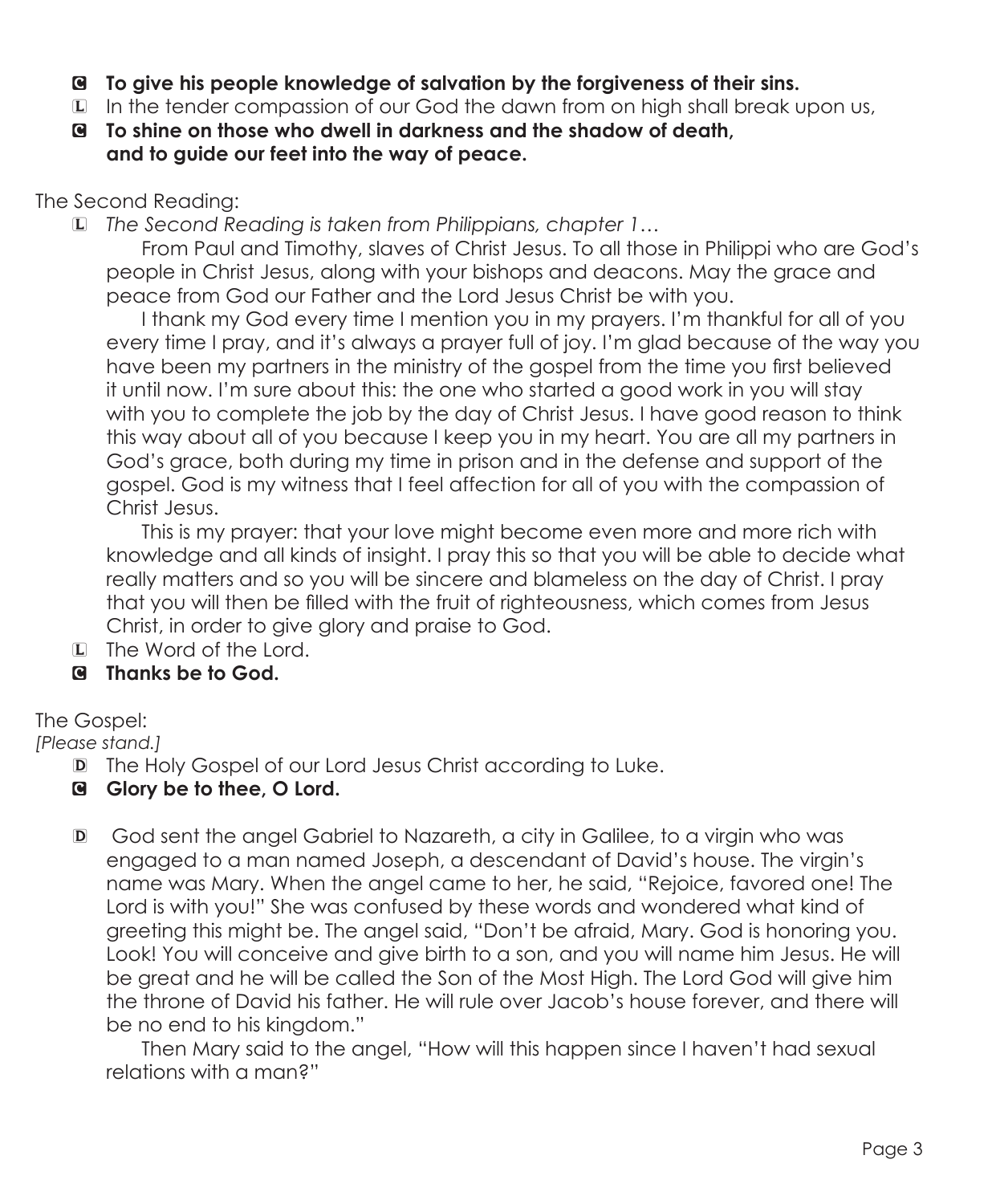**C To give his people knowledge of salvation by the forgiveness of their sins.**

L In the tender compassion of our God the dawn from on high shall break upon us,

**C To shine on those who dwell in darkness and the shadow of death,
and to guide our feet into the way of peace.**

The Second Reading:

L *The Second Reading is taken from Philippians, chapter 1…*

From Paul and Timothy, slaves of Christ Jesus. To all those in Philippi who are God's people in Christ Jesus, along with your bishops and deacons. May the grace and peace from God our Father and the Lord Jesus Christ be with you.

I thank my God every time I mention you in my prayers. I'm thankful for all of you every time I pray, and it's always a prayer full of joy. I'm glad because of the way you have been my partners in the ministry of the gospel from the time you first believed it until now. I'm sure about this: the one who started a good work in you will stay with you to complete the job by the day of Christ Jesus. I have good reason to think this way about all of you because I keep you in my heart. You are all my partners in God's grace, both during my time in prison and in the defense and support of the gospel. God is my witness that I feel affection for all of you with the compassion of Christ Jesus.

This is my prayer: that your love might become even more and more rich with knowledge and all kinds of insight. I pray this so that you will be able to decide what really matters and so you will be sincere and blameless on the day of Christ. I pray that you will then be filled with the fruit of righteousness, which comes from Jesus Christ, in order to give glory and praise to God.

L The Word of the Lord.

**C Thanks be to God.**

The Gospel:

*[Please stand.]*

D The Holy Gospel of our Lord Jesus Christ according to Luke.

**C Glory be to thee, O Lord.**

D God sent the angel Gabriel to Nazareth, a city in Galilee, to a virgin who was engaged to a man named Joseph, a descendant of David's house. The virgin's name was Mary. When the angel came to her, he said, "Rejoice, favored one! The Lord is with you!" She was confused by these words and wondered what kind of greeting this might be. The angel said, "Don't be afraid, Mary. God is honoring you. Look! You will conceive and give birth to a son, and you will name him Jesus. He will be great and he will be called the Son of the Most High. The Lord God will give him the throne of David his father. He will rule over Jacob's house forever, and there will be no end to his kingdom."

Then Mary said to the angel, "How will this happen since I haven't had sexual relations with a man?"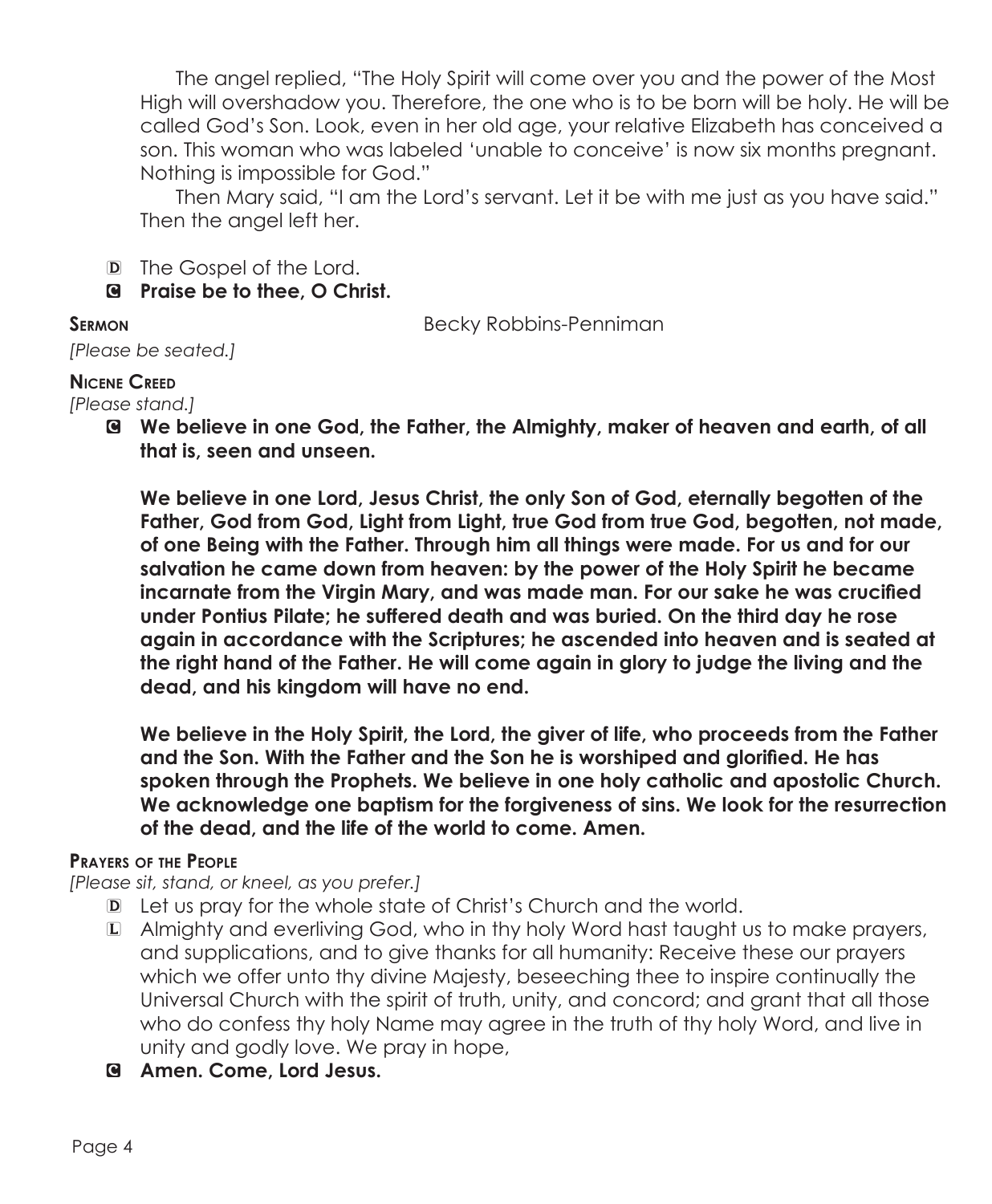The angel replied, “The Holy Spirit will come over you and the power of the Most High will overshadow you. Therefore, the one who is to be born will be holy. He will be called God’s Son. Look, even in her old age, your relative Elizabeth has conceived a son. This woman who was labeled ‘unable to conceive’ is now six months pregnant. Nothing is impossible for God.”

Then Mary said, “I am the Lord’s servant. Let it be with me just as you have said.” Then the angel left her.

D The Gospel of the Lord.

**C Praise be to thee, O Christ.**

**Sermon** Becky Robbins-Penniman

*[Please be seated.]*

**Nicene Creed**

*[Please stand.]*

**C We believe in one God, the Father, the Almighty, maker of heaven and earth, of all that is, seen and unseen.**

**We believe in one Lord, Jesus Christ, the only Son of God, eternally begotten of the Father, God from God, Light from Light, true God from true God, begotten, not made, of one Being with the Father. Through him all things were made. For us and for our salvation he came down from heaven: by the power of the Holy Spirit he became incarnate from the Virgin Mary, and was made man. For our sake he was crucified under Pontius Pilate; he suffered death and was buried. On the third day he rose again in accordance with the Scriptures; he ascended into heaven and is seated at the right hand of the Father. He will come again in glory to judge the living and the dead, and his kingdom will have no end.**

**We believe in the Holy Spirit, the Lord, the giver of life, who proceeds from the Father and the Son. With the Father and the Son he is worshiped and glorified. He has spoken through the Prophets. We believe in one holy catholic and apostolic Church. We acknowledge one baptism for the forgiveness of sins. We look for the resurrection of the dead, and the life of the world to come. Amen.**

**Prayers of the People**

*[Please sit, stand, or kneel, as you prefer.]*

D Let us pray for the whole state of Christ’s Church and the world.

L Almighty and everliving God, who in thy holy Word hast taught us to make prayers, and supplications, and to give thanks for all humanity: Receive these our prayers which we offer unto thy divine Majesty, beseeching thee to inspire continually the Universal Church with the spirit of truth, unity, and concord; and grant that all those who do confess thy holy Name may agree in the truth of thy holy Word, and live in unity and godly love. We pray in hope,

**C Amen. Come, Lord Jesus.**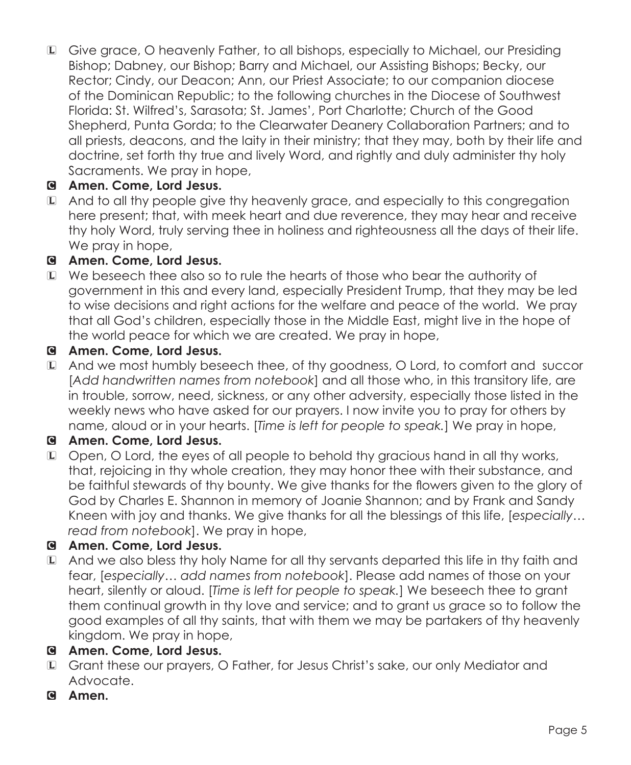L Give grace, O heavenly Father, to all bishops, especially to Michael, our Presiding Bishop; Dabney, our Bishop; Barry and Michael, our Assisting Bishops; Becky, our Rector; Cindy, our Deacon; Ann, our Priest Associate; to our companion diocese of the Dominican Republic; to the following churches in the Diocese of Southwest Florida: St. Wilfred's, Sarasota; St. James', Port Charlotte; Church of the Good Shepherd, Punta Gorda; to the Clearwater Deanery Collaboration Partners; and to all priests, deacons, and the laity in their ministry; that they may, both by their life and doctrine, set forth thy true and lively Word, and rightly and duly administer thy holy Sacraments. We pray in hope,

C **Amen. Come, Lord Jesus.**

L And to all thy people give thy heavenly grace, and especially to this congregation here present; that, with meek heart and due reverence, they may hear and receive thy holy Word, truly serving thee in holiness and righteousness all the days of their life. We pray in hope,

C **Amen. Come, Lord Jesus.**

L We beseech thee also so to rule the hearts of those who bear the authority of government in this and every land, especially President Trump, that they may be led to wise decisions and right actions for the welfare and peace of the world. We pray that all God's children, especially those in the Middle East, might live in the hope of the world peace for which we are created. We pray in hope,

C **Amen. Come, Lord Jesus.**

L And we most humbly beseech thee, of thy goodness, O Lord, to comfort and succor [*Add handwritten names from notebook*] and all those who, in this transitory life, are in trouble, sorrow, need, sickness, or any other adversity, especially those listed in the weekly news who have asked for our prayers. I now invite you to pray for others by name, aloud or in your hearts. [*Time is left for people to speak.*] We pray in hope,

C **Amen. Come, Lord Jesus.**

L Open, O Lord, the eyes of all people to behold thy gracious hand in all thy works, that, rejoicing in thy whole creation, they may honor thee with their substance, and be faithful stewards of thy bounty. We give thanks for the flowers given to the glory of God by Charles E. Shannon in memory of Joanie Shannon; and by Frank and Sandy Kneen with joy and thanks. We give thanks for all the blessings of this life, [*especially… read from notebook*]. We pray in hope,

C **Amen. Come, Lord Jesus.**

L And we also bless thy holy Name for all thy servants departed this life in thy faith and fear, [*especially… add names from notebook*]. Please add names of those on your heart, silently or aloud. [*Time is left for people to speak.*] We beseech thee to grant them continual growth in thy love and service; and to grant us grace so to follow the good examples of all thy saints, that with them we may be partakers of thy heavenly kingdom. We pray in hope,

C **Amen. Come, Lord Jesus.**

L Grant these our prayers, O Father, for Jesus Christ's sake, our only Mediator and Advocate.

C **Amen.**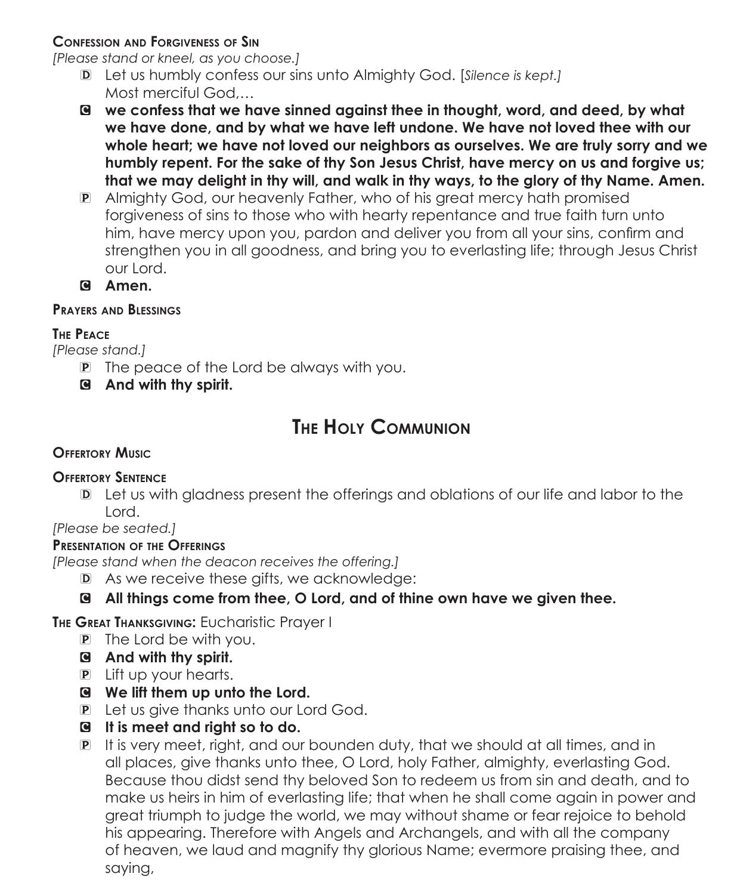**Confession and Forgiveness of Sin**

*[Please stand or kneel, as you choose.]*

D Let us humbly confess our sins unto Almighty God. [*Silence is kept.]* Most merciful God,…

C **we confess that we have sinned against thee in thought, word, and deed, by what we have done, and by what we have left undone. We have not loved thee with our whole heart; we have not loved our neighbors as ourselves. We are truly sorry and we humbly repent. For the sake of thy Son Jesus Christ, have mercy on us and forgive us; that we may delight in thy will, and walk in thy ways, to the glory of thy Name. Amen.**

P Almighty God, our heavenly Father, who of his great mercy hath promised forgiveness of sins to those who with hearty repentance and true faith turn unto him, have mercy upon you, pardon and deliver you from all your sins, confirm and strengthen you in all goodness, and bring you to everlasting life; through Jesus Christ our Lord.

C **Amen.**

**Prayers and Blessings**

**The Peace**

*[Please stand.]*

P The peace of the Lord be always with you.

C **And with thy spirit.**

# The Holy Communion

**Offertory Music**

**Offertory Sentence**

D Let us with gladness present the offerings and oblations of our life and labor to the Lord.

*[Please be seated.]*

**Presentation of the Offerings**

*[Please stand when the deacon receives the offering.]*

D As we receive these gifts, we acknowledge:

C **All things come from thee, O Lord, and of thine own have we given thee.**

**The Great Thanksgiving:** Eucharistic Prayer I

P The Lord be with you.

C **And with thy spirit.**

P Lift up your hearts.

C **We lift them up unto the Lord.**

P Let us give thanks unto our Lord God.

C **It is meet and right so to do.**

P It is very meet, right, and our bounden duty, that we should at all times, and in all places, give thanks unto thee, O Lord, holy Father, almighty, everlasting God. Because thou didst send thy beloved Son to redeem us from sin and death, and to make us heirs in him of everlasting life; that when he shall come again in power and great triumph to judge the world, we may without shame or fear rejoice to behold his appearing. Therefore with Angels and Archangels, and with all the company of heaven, we laud and magnify thy glorious Name; evermore praising thee, and saying,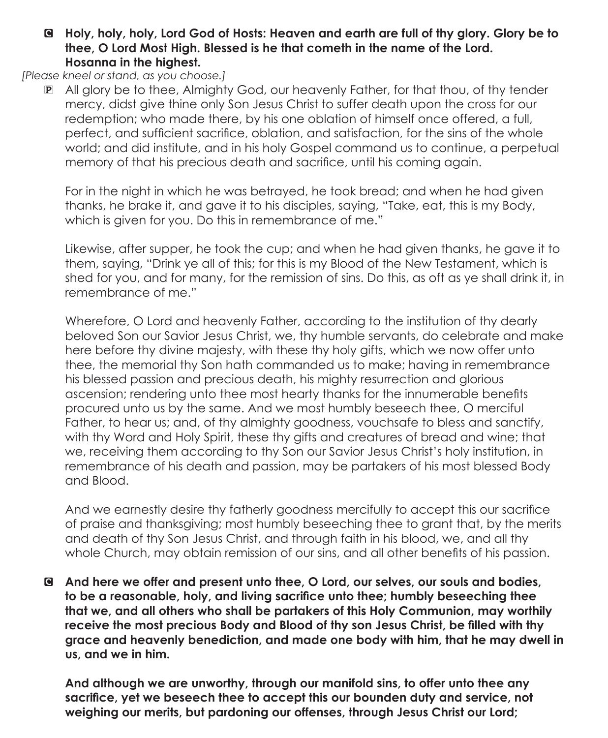**C Holy, holy, holy, Lord God of Hosts: Heaven and earth are full of thy glory. Glory be to thee, O Lord Most High. Blessed is he that cometh in the name of the Lord. Hosanna in the highest.**

*[Please kneel or stand, as you choose.]*

P All glory be to thee, Almighty God, our heavenly Father, for that thou, of thy tender mercy, didst give thine only Son Jesus Christ to suffer death upon the cross for our redemption; who made there, by his one oblation of himself once offered, a full, perfect, and sufficient sacrifice, oblation, and satisfaction, for the sins of the whole world; and did institute, and in his holy Gospel command us to continue, a perpetual memory of that his precious death and sacrifice, until his coming again.

For in the night in which he was betrayed, he took bread; and when he had given thanks, he brake it, and gave it to his disciples, saying, "Take, eat, this is my Body, which is given for you. Do this in remembrance of me."

Likewise, after supper, he took the cup; and when he had given thanks, he gave it to them, saying, "Drink ye all of this; for this is my Blood of the New Testament, which is shed for you, and for many, for the remission of sins. Do this, as oft as ye shall drink it, in remembrance of me."

Wherefore, O Lord and heavenly Father, according to the institution of thy dearly beloved Son our Savior Jesus Christ, we, thy humble servants, do celebrate and make here before thy divine majesty, with these thy holy gifts, which we now offer unto thee, the memorial thy Son hath commanded us to make; having in remembrance his blessed passion and precious death, his mighty resurrection and glorious ascension; rendering unto thee most hearty thanks for the innumerable benefits procured unto us by the same. And we most humbly beseech thee, O merciful Father, to hear us; and, of thy almighty goodness, vouchsafe to bless and sanctify, with thy Word and Holy Spirit, these thy gifts and creatures of bread and wine; that we, receiving them according to thy Son our Savior Jesus Christ's holy institution, in remembrance of his death and passion, may be partakers of his most blessed Body and Blood.

And we earnestly desire thy fatherly goodness mercifully to accept this our sacrifice of praise and thanksgiving; most humbly beseeching thee to grant that, by the merits and death of thy Son Jesus Christ, and through faith in his blood, we, and all thy whole Church, may obtain remission of our sins, and all other benefits of his passion.

**C And here we offer and present unto thee, O Lord, our selves, our souls and bodies, to be a reasonable, holy, and living sacrifice unto thee; humbly beseeching thee that we, and all others who shall be partakers of this Holy Communion, may worthily receive the most precious Body and Blood of thy son Jesus Christ, be filled with thy grace and heavenly benediction, and made one body with him, that he may dwell in us, and we in him.**

**And although we are unworthy, through our manifold sins, to offer unto thee any sacrifice, yet we beseech thee to accept this our bounden duty and service, not weighing our merits, but pardoning our offenses, through Jesus Christ our Lord;**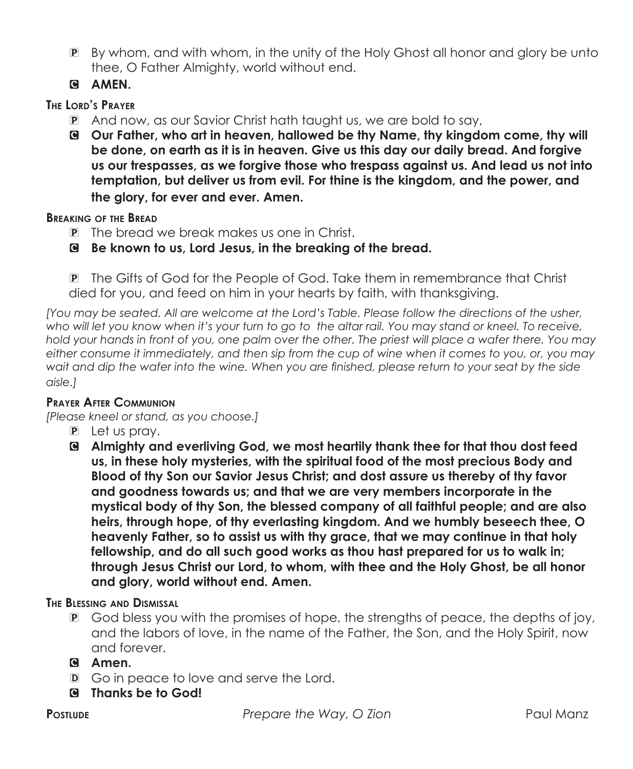P By whom, and with whom, in the unity of the Holy Ghost all honor and glory be unto thee, O Father Almighty, world without end.

C **AMEN.**

**The Lord's Prayer**

P And now, as our Savior Christ hath taught us, we are bold to say,

C **Our Father, who art in heaven, hallowed be thy Name, thy kingdom come, thy will be done, on earth as it is in heaven. Give us this day our daily bread. And forgive us our trespasses, as we forgive those who trespass against us. And lead us not into temptation, but deliver us from evil. For thine is the kingdom, and the power, and the glory, for ever and ever. Amen.**

**Breaking of the Bread**

P The bread we break makes us one in Christ.

C **Be known to us, Lord Jesus, in the breaking of the bread.**

P The Gifts of God for the People of God. Take them in remembrance that Christ died for you, and feed on him in your hearts by faith, with thanksgiving.

*[You may be seated. All are welcome at the Lord's Table. Please follow the directions of the usher, who will let you know when it's your turn to go to the altar rail. You may stand or kneel. To receive, hold your hands in front of you, one palm over the other. The priest will place a wafer there. You may either consume it immediately, and then sip from the cup of wine when it comes to you, or, you may wait and dip the wafer into the wine. When you are finished, please return to your seat by the side aisle.]*

**Prayer After Communion**

*[Please kneel or stand, as you choose.]*

P Let us pray.

C **Almighty and everliving God, we most heartily thank thee for that thou dost feed us, in these holy mysteries, with the spiritual food of the most precious Body and Blood of thy Son our Savior Jesus Christ; and dost assure us thereby of thy favor and goodness towards us; and that we are very members incorporate in the mystical body of thy Son, the blessed company of all faithful people; and are also heirs, through hope, of thy everlasting kingdom. And we humbly beseech thee, O heavenly Father, so to assist us with thy grace, that we may continue in that holy fellowship, and do all such good works as thou hast prepared for us to walk in; through Jesus Christ our Lord, to whom, with thee and the Holy Ghost, be all honor and glory, world without end. Amen.**

**The Blessing and Dismissal**

P God bless you with the promises of hope, the strengths of peace, the depths of joy, and the labors of love, in the name of the Father, the Son, and the Holy Spirit, now and forever.

C **Amen.**

D Go in peace to love and serve the Lord.

C **Thanks be to God!**

**Postlude** *Prepare the Way, O Zion* Paul Manz